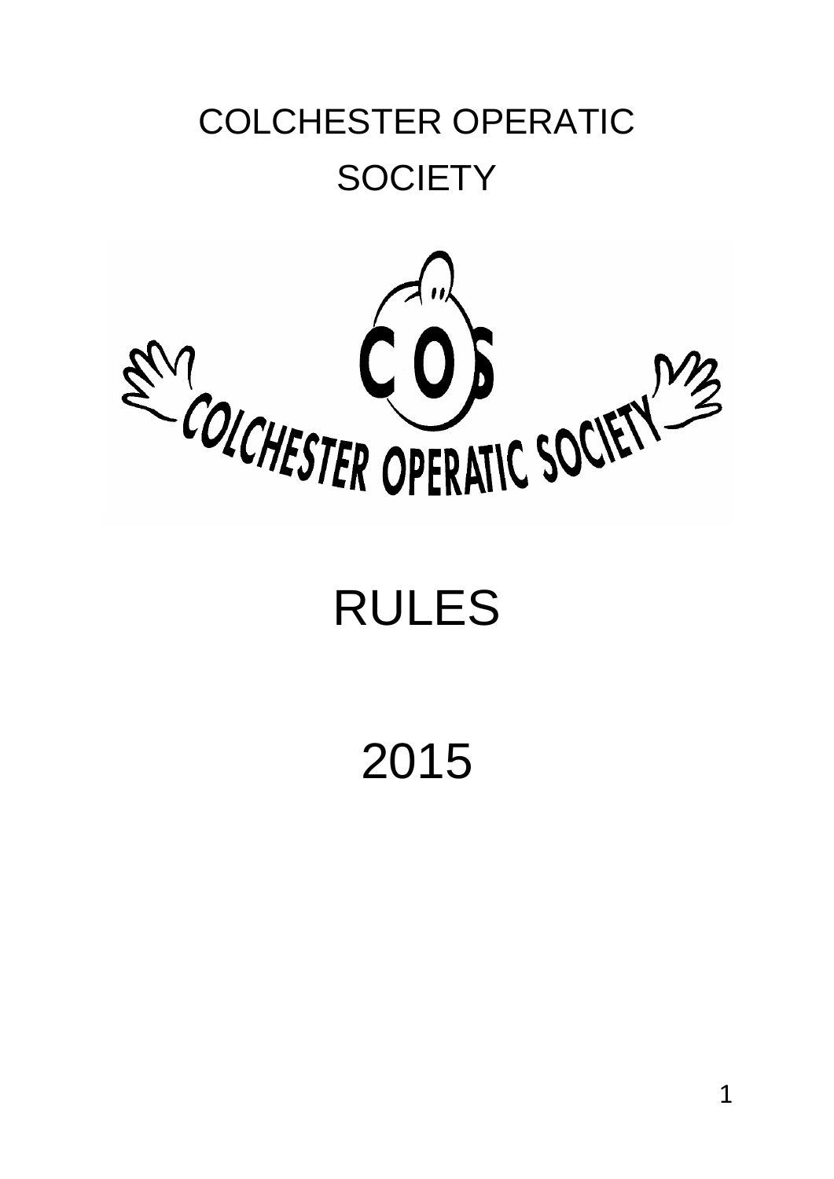# COLCHESTER OPERATIC SOCIETY

# RULES

# 2015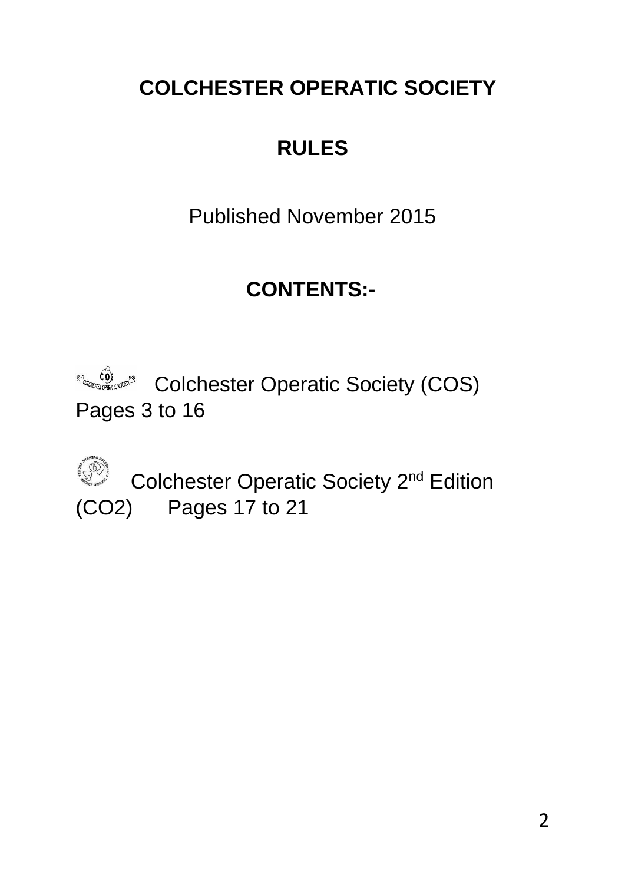# COLCHESTER OPERATIC SOCIETY

## RULES

Published November 2015

## CONTENTS:-

Colchester Operatic Society (COS) Pages 3 to 16

Colchester Operatic Society 2nd Edition (CO2) Pages 17 to 21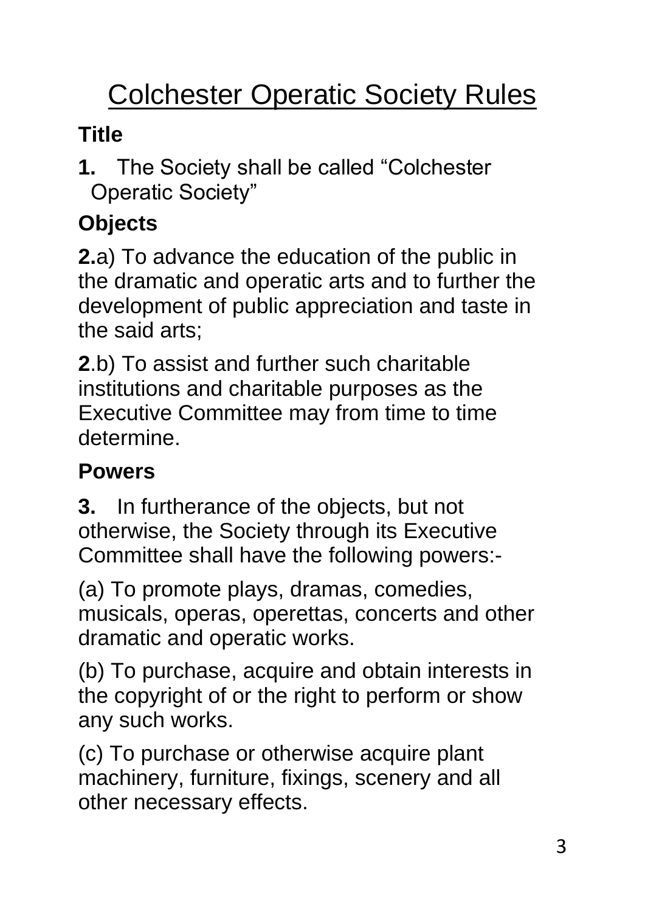# Colchester Operatic Society Rules

## Title

**1.** The Society shall be called "Colchester Operatic Society"

## Objects

**2.**a) To advance the education of the public in the dramatic and operatic arts and to further the development of public appreciation and taste in the said arts;

**2**.b) To assist and further such charitable institutions and charitable purposes as the Executive Committee may from time to time determine.

## Powers

**3.** In furtherance of the objects, but not otherwise, the Society through its Executive Committee shall have the following powers:-

(a) To promote plays, dramas, comedies, musicals, operas, operettas, concerts and other dramatic and operatic works.

(b) To purchase, acquire and obtain interests in the copyright of or the right to perform or show any such works.

(c) To purchase or otherwise acquire plant machinery, furniture, fixings, scenery and all other necessary effects.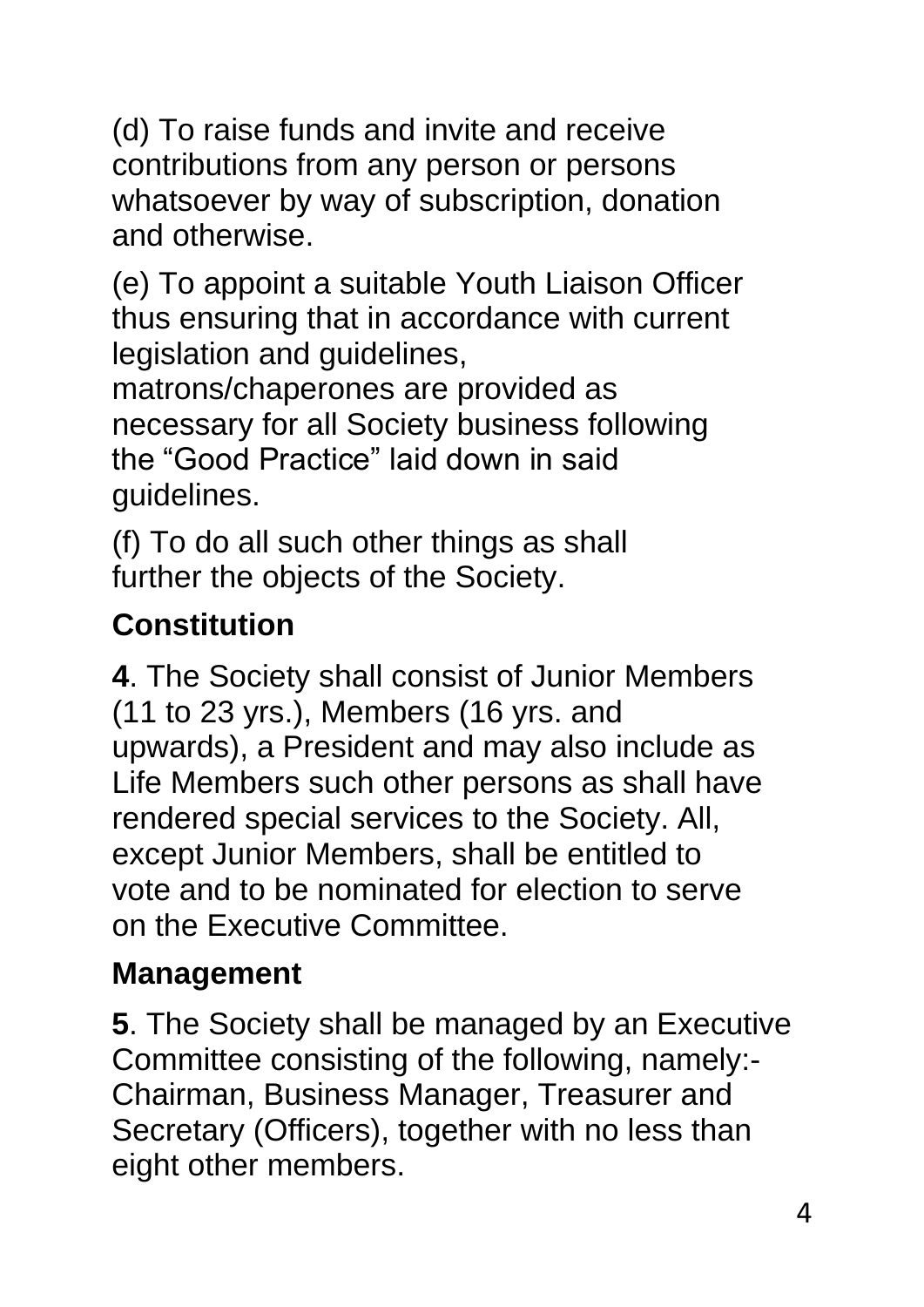(d) To raise funds and invite and receive contributions from any person or persons whatsoever by way of subscription, donation and otherwise.

(e) To appoint a suitable Youth Liaison Officer thus ensuring that in accordance with current legislation and guidelines, matrons/chaperones are provided as necessary for all Society business following the "Good Practice" laid down in said guidelines.

(f) To do all such other things as shall further the objects of the Society.

## Constitution

**4**. The Society shall consist of Junior Members (11 to 23 yrs.), Members (16 yrs. and upwards), a President and may also include as Life Members such other persons as shall have rendered special services to the Society. All, except Junior Members, shall be entitled to vote and to be nominated for election to serve on the Executive Committee.

## Management

**5**. The Society shall be managed by an Executive Committee consisting of the following, namely:- Chairman, Business Manager, Treasurer and Secretary (Officers), together with no less than eight other members.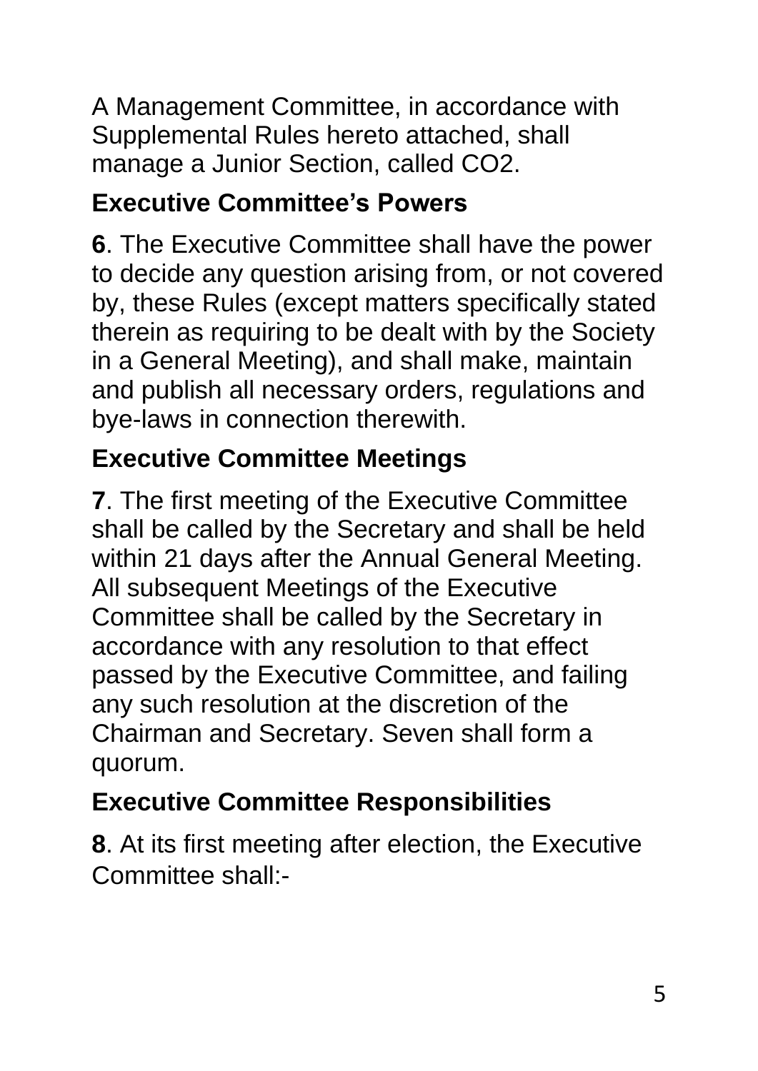A Management Committee, in accordance with Supplemental Rules hereto attached, shall manage a Junior Section, called CO2.

## Executive Committee's Powers

**6**. The Executive Committee shall have the power to decide any question arising from, or not covered by, these Rules (except matters specifically stated therein as requiring to be dealt with by the Society in a General Meeting), and shall make, maintain and publish all necessary orders, regulations and bye-laws in connection therewith.

## Executive Committee Meetings

**7**. The first meeting of the Executive Committee shall be called by the Secretary and shall be held within 21 days after the Annual General Meeting. All subsequent Meetings of the Executive Committee shall be called by the Secretary in accordance with any resolution to that effect passed by the Executive Committee, and failing any such resolution at the discretion of the Chairman and Secretary. Seven shall form a quorum.

## Executive Committee Responsibilities

**8**. At its first meeting after election, the Executive Committee shall:-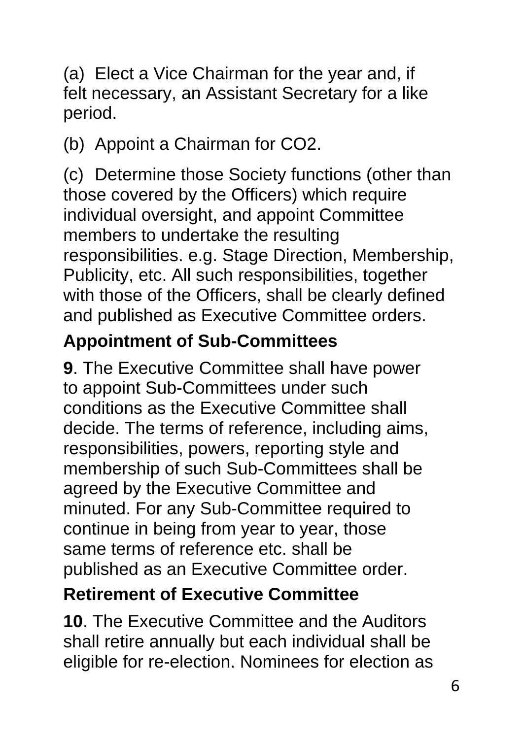(a) Elect a Vice Chairman for the year and, if felt necessary, an Assistant Secretary for a like period.

(b) Appoint a Chairman for CO2.

(c) Determine those Society functions (other than those covered by the Officers) which require individual oversight, and appoint Committee members to undertake the resulting responsibilities. e.g. Stage Direction, Membership, Publicity, etc. All such responsibilities, together with those of the Officers, shall be clearly defined and published as Executive Committee orders.

## Appointment of Sub-Committees

**9**. The Executive Committee shall have power to appoint Sub-Committees under such conditions as the Executive Committee shall decide. The terms of reference, including aims, responsibilities, powers, reporting style and membership of such Sub-Committees shall be agreed by the Executive Committee and minuted. For any Sub-Committee required to continue in being from year to year, those same terms of reference etc. shall be published as an Executive Committee order.

## Retirement of Executive Committee

**10**. The Executive Committee and the Auditors shall retire annually but each individual shall be eligible for re-election. Nominees for election as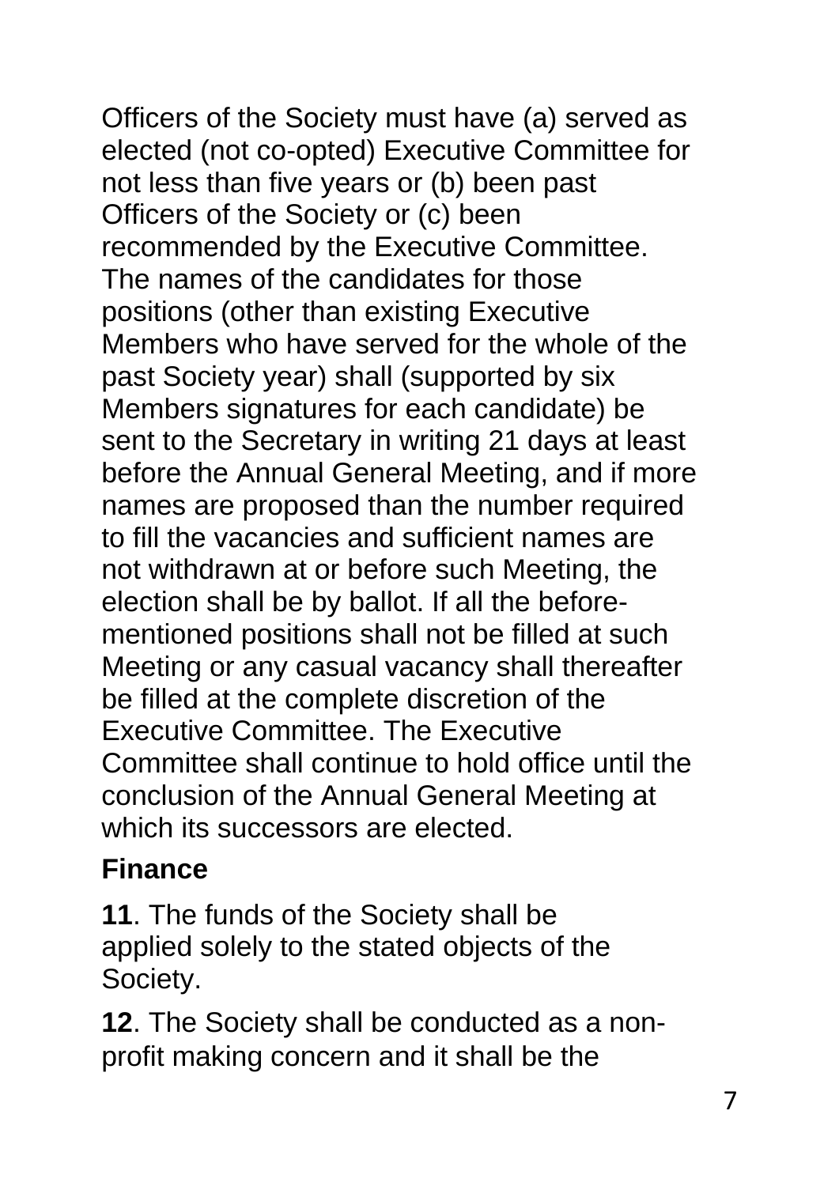Officers of the Society must have (a) served as elected (not co-opted) Executive Committee for not less than five years or (b) been past Officers of the Society or (c) been recommended by the Executive Committee. The names of the candidates for those positions (other than existing Executive Members who have served for the whole of the past Society year) shall (supported by six Members signatures for each candidate) be sent to the Secretary in writing 21 days at least before the Annual General Meeting, and if more names are proposed than the number required to fill the vacancies and sufficient names are not withdrawn at or before such Meeting, the election shall be by ballot. If all the before-mentioned positions shall not be filled at such Meeting or any casual vacancy shall thereafter be filled at the complete discretion of the Executive Committee. The Executive Committee shall continue to hold office until the conclusion of the Annual General Meeting at which its successors are elected.

### Finance

**11**. The funds of the Society shall be applied solely to the stated objects of the Society.

**12**. The Society shall be conducted as a non-profit making concern and it shall be the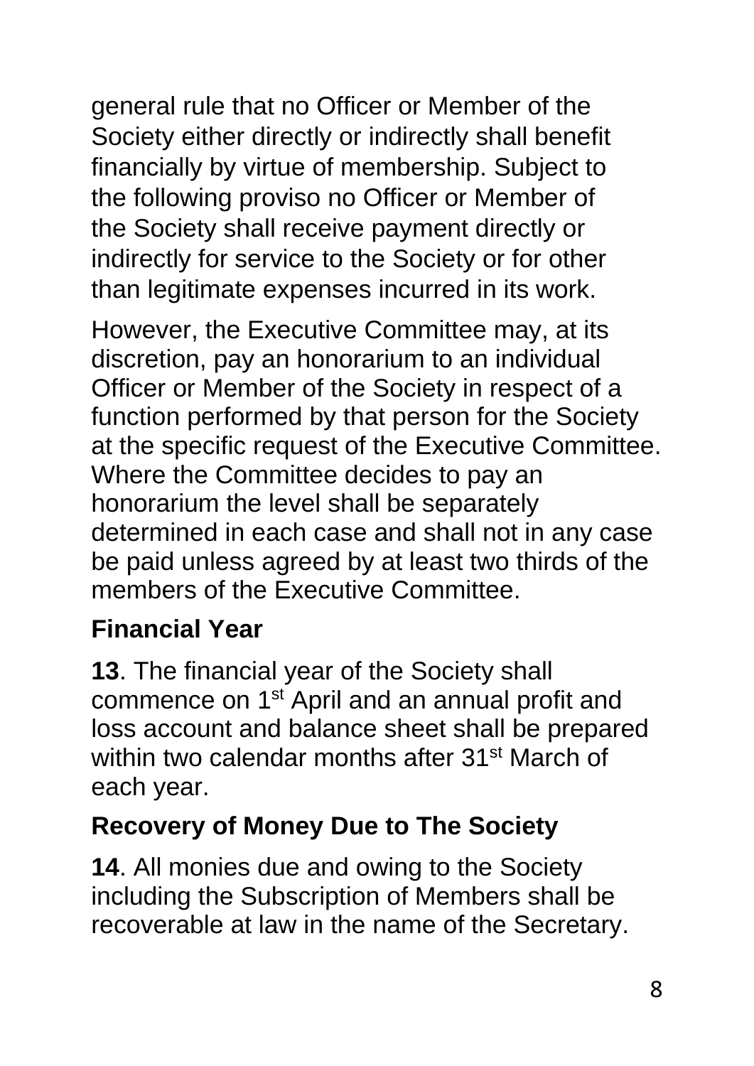general rule that no Officer or Member of the Society either directly or indirectly shall benefit financially by virtue of membership. Subject to the following proviso no Officer or Member of the Society shall receive payment directly or indirectly for service to the Society or for other than legitimate expenses incurred in its work.

However, the Executive Committee may, at its discretion, pay an honorarium to an individual Officer or Member of the Society in respect of a function performed by that person for the Society at the specific request of the Executive Committee. Where the Committee decides to pay an honorarium the level shall be separately determined in each case and shall not in any case be paid unless agreed by at least two thirds of the members of the Executive Committee.

## Financial Year

**13**. The financial year of the Society shall commence on 1st April and an annual profit and loss account and balance sheet shall be prepared within two calendar months after 31st March of each year.

## Recovery of Money Due to The Society

**14**. All monies due and owing to the Society including the Subscription of Members shall be recoverable at law in the name of the Secretary.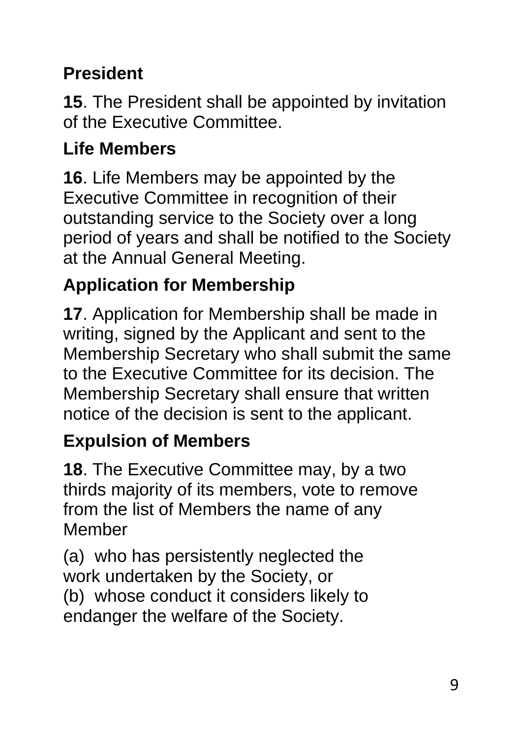## President

**15**. The President shall be appointed by invitation of the Executive Committee.

## Life Members

**16**. Life Members may be appointed by the Executive Committee in recognition of their outstanding service to the Society over a long period of years and shall be notified to the Society at the Annual General Meeting.

## Application for Membership

**17**. Application for Membership shall be made in writing, signed by the Applicant and sent to the Membership Secretary who shall submit the same to the Executive Committee for its decision. The Membership Secretary shall ensure that written notice of the decision is sent to the applicant.

## Expulsion of Members

**18**. The Executive Committee may, by a two thirds majority of its members, vote to remove from the list of Members the name of any Member

(a) who has persistently neglected the work undertaken by the Society, or
(b) whose conduct it considers likely to endanger the welfare of the Society.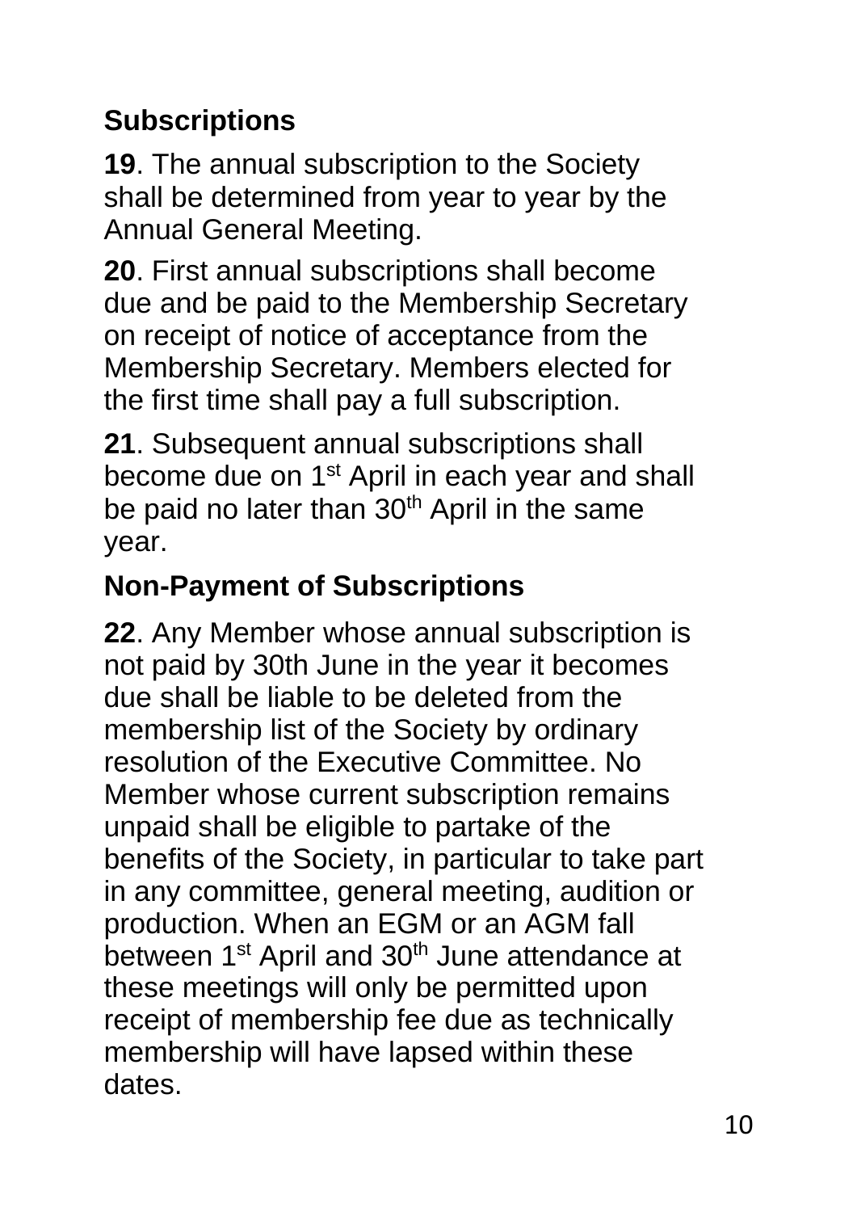## Subscriptions

**19**. The annual subscription to the Society shall be determined from year to year by the Annual General Meeting.

**20**. First annual subscriptions shall become due and be paid to the Membership Secretary on receipt of notice of acceptance from the Membership Secretary. Members elected for the first time shall pay a full subscription.

**21**. Subsequent annual subscriptions shall become due on 1st April in each year and shall be paid no later than 30th April in the same year.

## Non-Payment of Subscriptions

**22**. Any Member whose annual subscription is not paid by 30th June in the year it becomes due shall be liable to be deleted from the membership list of the Society by ordinary resolution of the Executive Committee. No Member whose current subscription remains unpaid shall be eligible to partake of the benefits of the Society, in particular to take part in any committee, general meeting, audition or production. When an EGM or an AGM fall between 1st April and 30th June attendance at these meetings will only be permitted upon receipt of membership fee due as technically membership will have lapsed within these dates.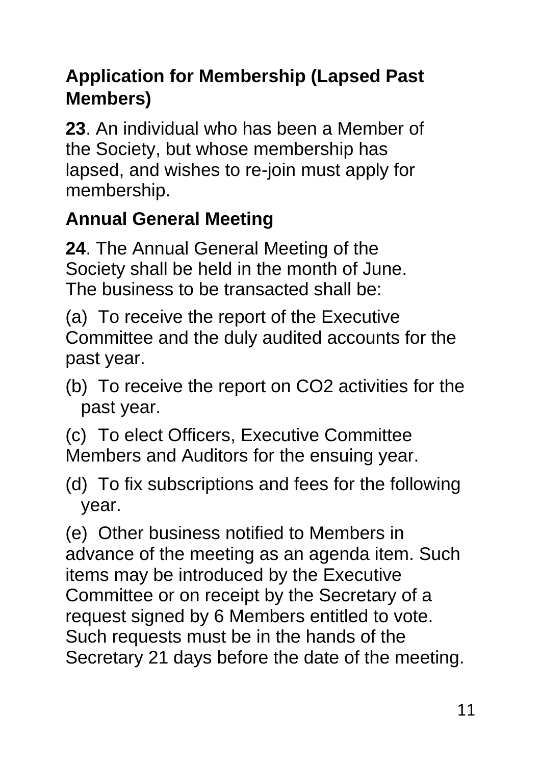## Application for Membership (Lapsed Past Members)

**23**. An individual who has been a Member of the Society, but whose membership has lapsed, and wishes to re-join must apply for membership.

## Annual General Meeting

**24**. The Annual General Meeting of the Society shall be held in the month of June. The business to be transacted shall be:

(a) To receive the report of the Executive Committee and the duly audited accounts for the past year.

(b) To receive the report on $CO_2$ activities for the past year.

(c) To elect Officers, Executive Committee Members and Auditors for the ensuing year.

(d) To fix subscriptions and fees for the following year.

(e) Other business notified to Members in advance of the meeting as an agenda item. Such items may be introduced by the Executive Committee or on receipt by the Secretary of a request signed by 6 Members entitled to vote. Such requests must be in the hands of the Secretary 21 days before the date of the meeting.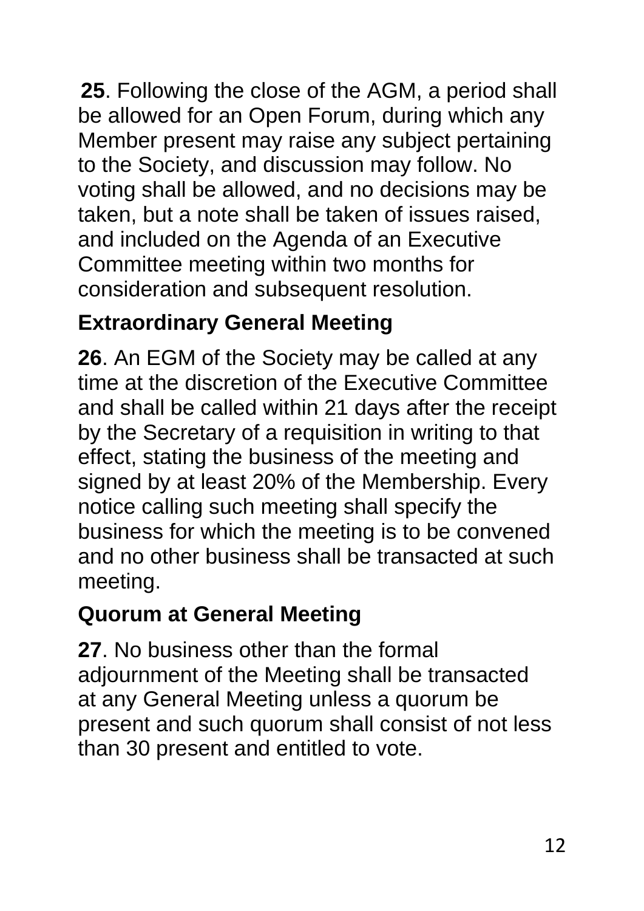**25**. Following the close of the AGM, a period shall be allowed for an Open Forum, during which any Member present may raise any subject pertaining to the Society, and discussion may follow. No voting shall be allowed, and no decisions may be taken, but a note shall be taken of issues raised, and included on the Agenda of an Executive Committee meeting within two months for consideration and subsequent resolution.

## Extraordinary General Meeting

**26**. An EGM of the Society may be called at any time at the discretion of the Executive Committee and shall be called within 21 days after the receipt by the Secretary of a requisition in writing to that effect, stating the business of the meeting and signed by at least 20% of the Membership. Every notice calling such meeting shall specify the business for which the meeting is to be convened and no other business shall be transacted at such meeting.

## Quorum at General Meeting

**27**. No business other than the formal adjournment of the Meeting shall be transacted at any General Meeting unless a quorum be present and such quorum shall consist of not less than 30 present and entitled to vote.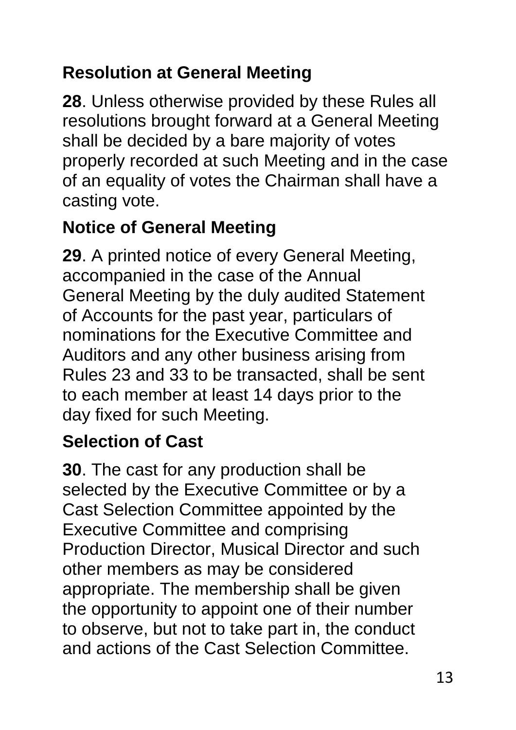## Resolution at General Meeting

**28**. Unless otherwise provided by these Rules all resolutions brought forward at a General Meeting shall be decided by a bare majority of votes properly recorded at such Meeting and in the case of an equality of votes the Chairman shall have a casting vote.

## Notice of General Meeting

**29**. A printed notice of every General Meeting, accompanied in the case of the Annual General Meeting by the duly audited Statement of Accounts for the past year, particulars of nominations for the Executive Committee and Auditors and any other business arising from Rules 23 and 33 to be transacted, shall be sent to each member at least 14 days prior to the day fixed for such Meeting.

## Selection of Cast

**30**. The cast for any production shall be selected by the Executive Committee or by a Cast Selection Committee appointed by the Executive Committee and comprising Production Director, Musical Director and such other members as may be considered appropriate. The membership shall be given the opportunity to appoint one of their number to observe, but not to take part in, the conduct and actions of the Cast Selection Committee.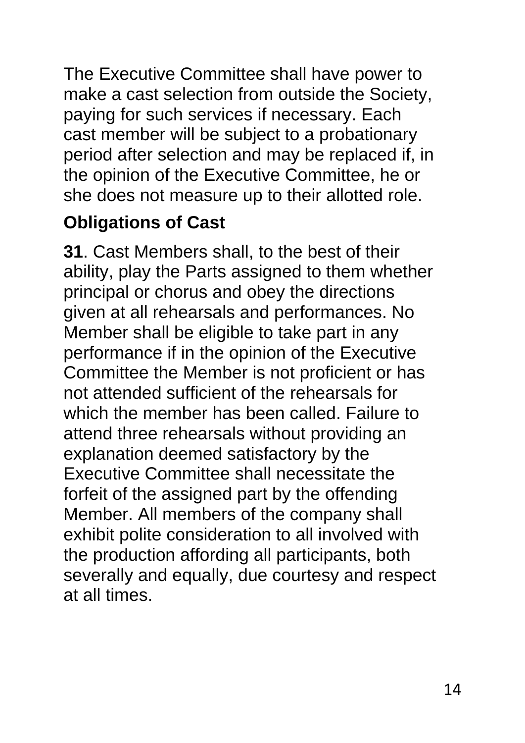The Executive Committee shall have power to make a cast selection from outside the Society, paying for such services if necessary. Each cast member will be subject to a probationary period after selection and may be replaced if, in the opinion of the Executive Committee, he or she does not measure up to their allotted role.

## Obligations of Cast

**31**. Cast Members shall, to the best of their ability, play the Parts assigned to them whether principal or chorus and obey the directions given at all rehearsals and performances. No Member shall be eligible to take part in any performance if in the opinion of the Executive Committee the Member is not proficient or has not attended sufficient of the rehearsals for which the member has been called. Failure to attend three rehearsals without providing an explanation deemed satisfactory by the Executive Committee shall necessitate the forfeit of the assigned part by the offending Member. All members of the company shall exhibit polite consideration to all involved with the production affording all participants, both severally and equally, due courtesy and respect at all times.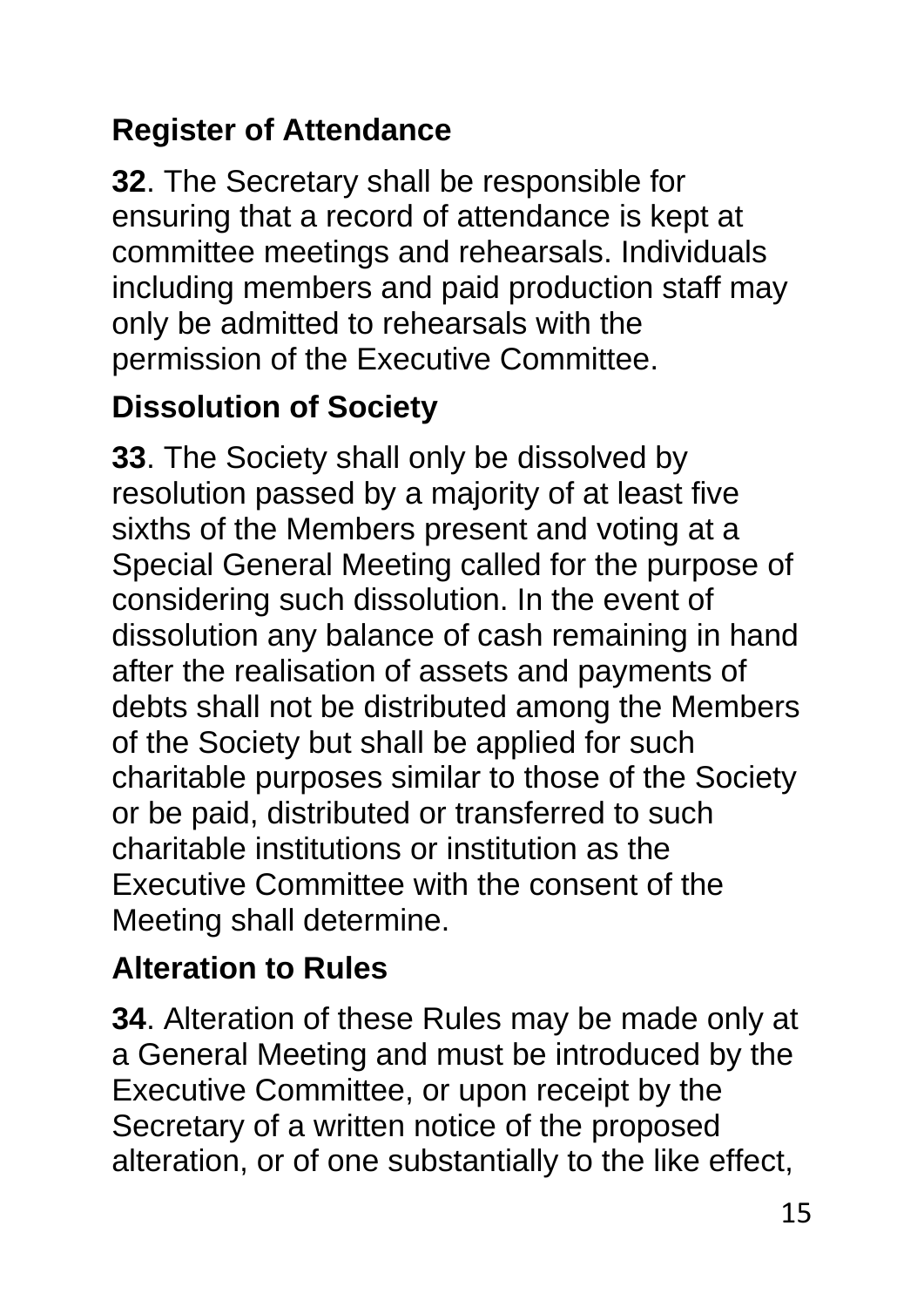## Register of Attendance

**32**. The Secretary shall be responsible for ensuring that a record of attendance is kept at committee meetings and rehearsals. Individuals including members and paid production staff may only be admitted to rehearsals with the permission of the Executive Committee.

## Dissolution of Society

**33**. The Society shall only be dissolved by resolution passed by a majority of at least five sixths of the Members present and voting at a Special General Meeting called for the purpose of considering such dissolution. In the event of dissolution any balance of cash remaining in hand after the realisation of assets and payments of debts shall not be distributed among the Members of the Society but shall be applied for such charitable purposes similar to those of the Society or be paid, distributed or transferred to such charitable institutions or institution as the Executive Committee with the consent of the Meeting shall determine.

## Alteration to Rules

**34**. Alteration of these Rules may be made only at a General Meeting and must be introduced by the Executive Committee, or upon receipt by the Secretary of a written notice of the proposed alteration, or of one substantially to the like effect,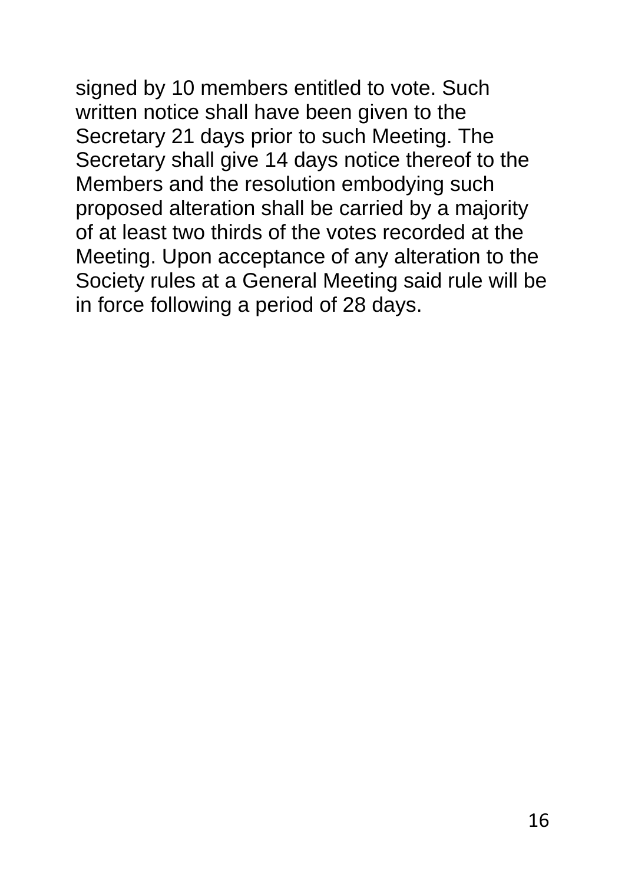signed by 10 members entitled to vote. Such written notice shall have been given to the Secretary 21 days prior to such Meeting. The Secretary shall give 14 days notice thereof to the Members and the resolution embodying such proposed alteration shall be carried by a majority of at least two thirds of the votes recorded at the Meeting. Upon acceptance of any alteration to the Society rules at a General Meeting said rule will be in force following a period of 28 days.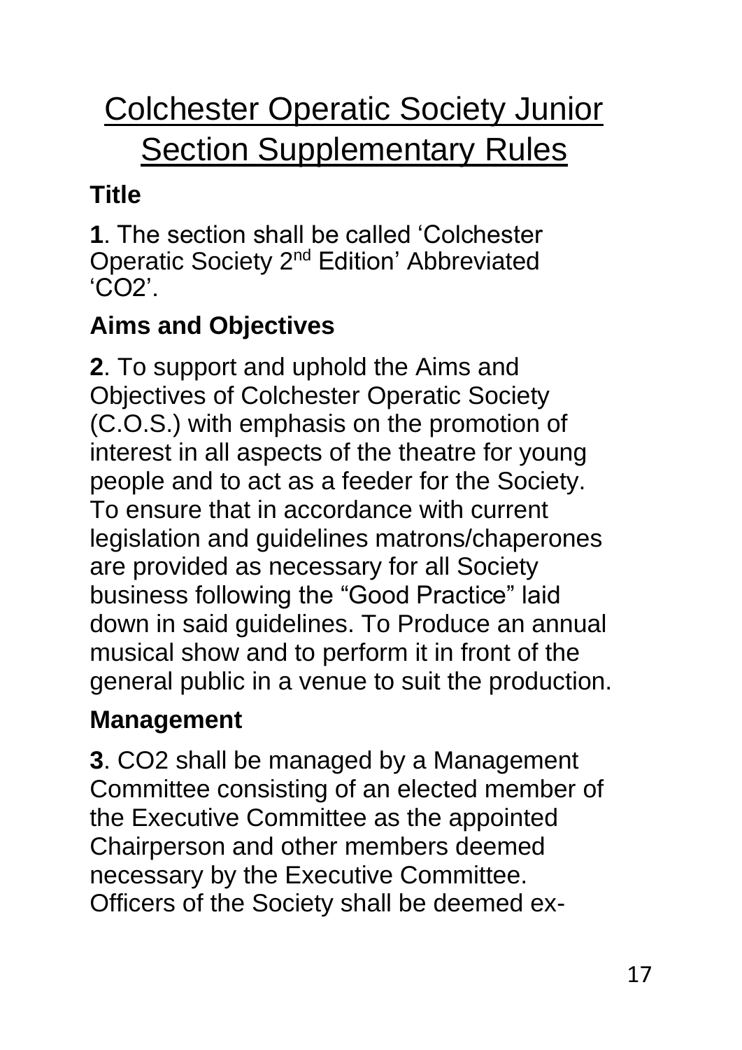# Colchester Operatic Society Junior Section Supplementary Rules

## Title

**1**. The section shall be called 'Colchester Operatic Society 2nd Edition' Abbreviated 'CO2'.

## Aims and Objectives

**2**. To support and uphold the Aims and Objectives of Colchester Operatic Society (C.O.S.) with emphasis on the promotion of interest in all aspects of the theatre for young people and to act as a feeder for the Society. To ensure that in accordance with current legislation and guidelines matrons/chaperones are provided as necessary for all Society business following the "Good Practice" laid down in said guidelines. To Produce an annual musical show and to perform it in front of the general public in a venue to suit the production.

## Management

**3**. CO2 shall be managed by a Management Committee consisting of an elected member of the Executive Committee as the appointed Chairperson and other members deemed necessary by the Executive Committee. Officers of the Society shall be deemed ex-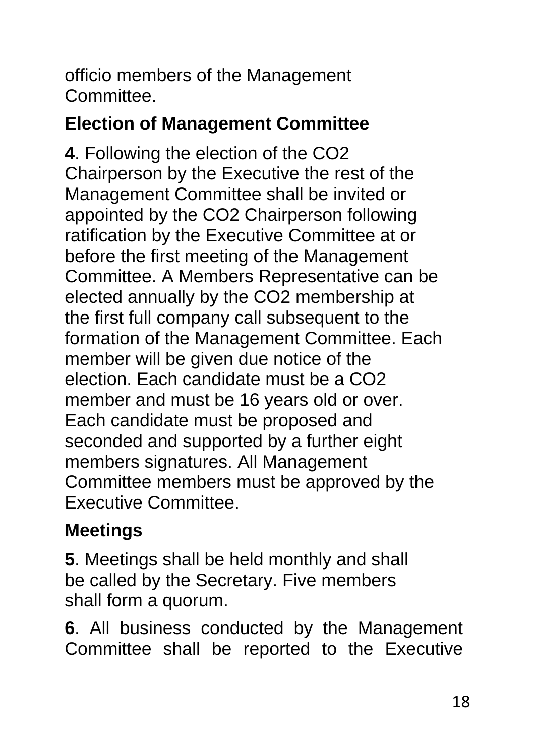officio members of the Management Committee.

## Election of Management Committee

**4**. Following the election of the CO2 Chairperson by the Executive the rest of the Management Committee shall be invited or appointed by the CO2 Chairperson following ratification by the Executive Committee at or before the first meeting of the Management Committee. A Members Representative can be elected annually by the CO2 membership at the first full company call subsequent to the formation of the Management Committee. Each member will be given due notice of the election. Each candidate must be a CO2 member and must be 16 years old or over. Each candidate must be proposed and seconded and supported by a further eight members signatures. All Management Committee members must be approved by the Executive Committee.

## Meetings

**5**. Meetings shall be held monthly and shall be called by the Secretary. Five members shall form a quorum.

**6**. All business conducted by the Management Committee shall be reported to the Executive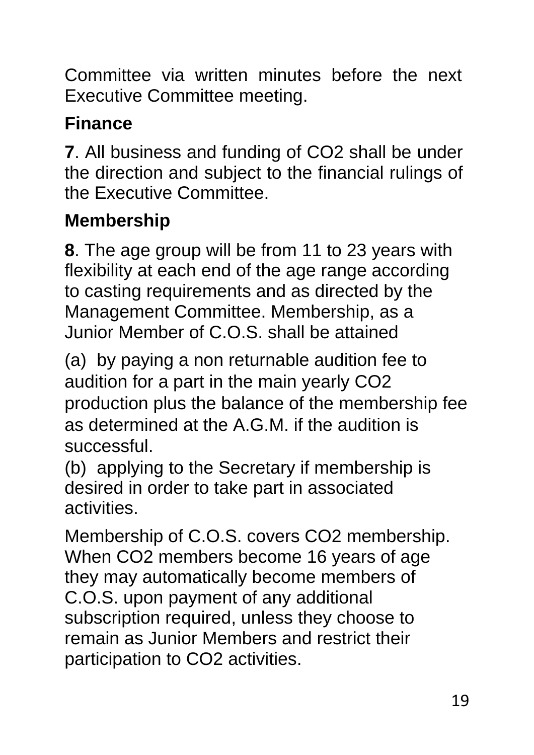Committee via written minutes before the next Executive Committee meeting.

**Finance**

**7**. All business and funding of CO2 shall be under the direction and subject to the financial rulings of the Executive Committee.

**Membership**

**8**. The age group will be from 11 to 23 years with flexibility at each end of the age range according to casting requirements and as directed by the Management Committee. Membership, as a Junior Member of C.O.S. shall be attained

(a) by paying a non returnable audition fee to audition for a part in the main yearly CO2 production plus the balance of the membership fee as determined at the A.G.M. if the audition is successful.

(b) applying to the Secretary if membership is desired in order to take part in associated activities.

Membership of C.O.S. covers CO2 membership. When CO2 members become 16 years of age they may automatically become members of C.O.S. upon payment of any additional subscription required, unless they choose to remain as Junior Members and restrict their participation to CO2 activities.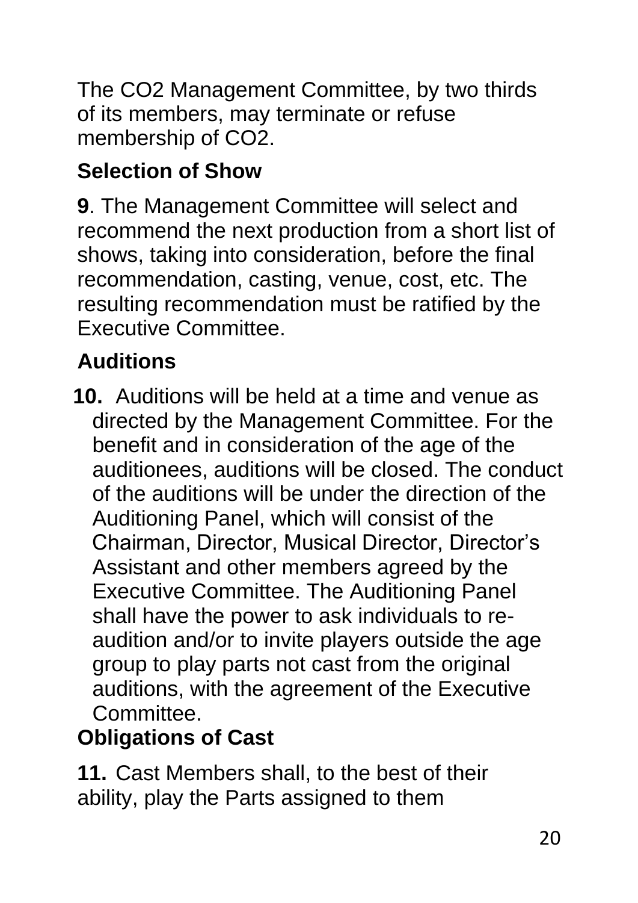The CO2 Management Committee, by two thirds of its members, may terminate or refuse membership of CO2.

## Selection of Show

**9**. The Management Committee will select and recommend the next production from a short list of shows, taking into consideration, before the final recommendation, casting, venue, cost, etc. The resulting recommendation must be ratified by the Executive Committee.

## Auditions

**10.** Auditions will be held at a time and venue as directed by the Management Committee. For the benefit and in consideration of the age of the auditionees, auditions will be closed. The conduct of the auditions will be under the direction of the Auditioning Panel, which will consist of the Chairman, Director, Musical Director, Director's Assistant and other members agreed by the Executive Committee. The Auditioning Panel shall have the power to ask individuals to re-audition and/or to invite players outside the age group to play parts not cast from the original auditions, with the agreement of the Executive Committee.

## Obligations of Cast

**11.** Cast Members shall, to the best of their ability, play the Parts assigned to them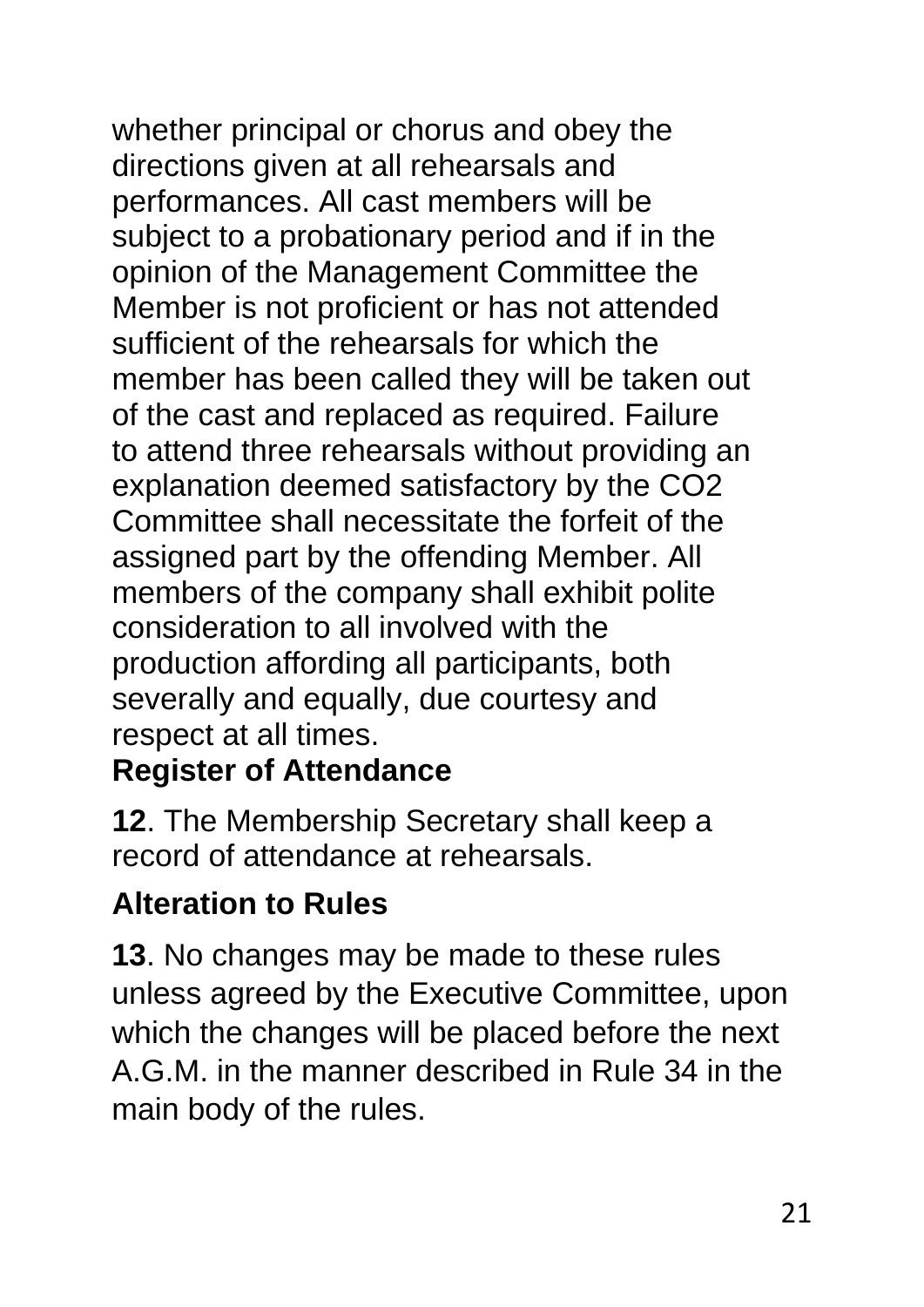whether principal or chorus and obey the directions given at all rehearsals and performances. All cast members will be subject to a probationary period and if in the opinion of the Management Committee the Member is not proficient or has not attended sufficient of the rehearsals for which the member has been called they will be taken out of the cast and replaced as required. Failure to attend three rehearsals without providing an explanation deemed satisfactory by the CO2 Committee shall necessitate the forfeit of the assigned part by the offending Member. All members of the company shall exhibit polite consideration to all involved with the production affording all participants, both severally and equally, due courtesy and respect at all times.

**Register of Attendance**

**12**. The Membership Secretary shall keep a record of attendance at rehearsals.

**Alteration to Rules**

**13**. No changes may be made to these rules unless agreed by the Executive Committee, upon which the changes will be placed before the next A.G.M. in the manner described in Rule 34 in the main body of the rules.